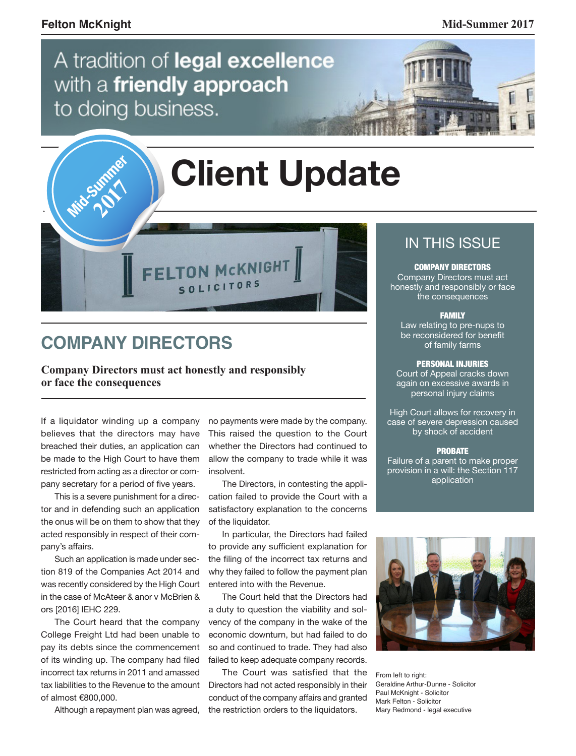A tradition of **legal excellence** with a **friendly approach** to doing business.

Mid-Summer 2017

# Client Update

## IN THIS ISSUE

**COMPANY DIRECTORS**
Company Directors must act honestly and responsibly or face the consequences

**FAMILY**
Law relating to pre-nups to be reconsidered for benefit of family farms

**PERSONAL INJURIES**
Court of Appeal cracks down again on excessive awards in personal injury claims

High Court allows for recovery in case of severe depression caused by shock of accident

**PROBATE**
Failure of a parent to make proper provision in a will: the Section 117 application

From left to right:
Geraldine Arthur-Dunne - Solicitor
Paul McKnight - Solicitor
Mark Felton - Solicitor
Mary Redmond - legal executive

## COMPANY DIRECTORS

**Company Directors must act honestly and responsibly or face the consequences**

If a liquidator winding up a company believes that the directors may have breached their duties, an application can be made to the High Court to have them restricted from acting as a director or company secretary for a period of five years.

This is a severe punishment for a director and in defending such an application the onus will be on them to show that they acted responsibly in respect of their company's affairs.

Such an application is made under section 819 of the Companies Act 2014 and was recently considered by the High Court in the case of McAteer & anor v McBrien & ors [2016] IEHC 229.

The Court heard that the company College Freight Ltd had been unable to pay its debts since the commencement of its winding up. The company had filed incorrect tax returns in 2011 and amassed tax liabilities to the Revenue to the amount of almost €800,000.

Although a repayment plan was agreed, no payments were made by the company. This raised the question to the Court whether the Directors had continued to allow the company to trade while it was insolvent.

The Directors, in contesting the application failed to provide the Court with a satisfactory explanation to the concerns of the liquidator.

In particular, the Directors had failed to provide any sufficient explanation for the filing of the incorrect tax returns and why they failed to follow the payment plan entered into with the Revenue.

The Court held that the Directors had a duty to question the viability and solvency of the company in the wake of the economic downturn, but had failed to do so and continued to trade. They had also failed to keep adequate company records.

The Court was satisfied that the Directors had not acted responsibly in their conduct of the company affairs and granted the restriction orders to the liquidators.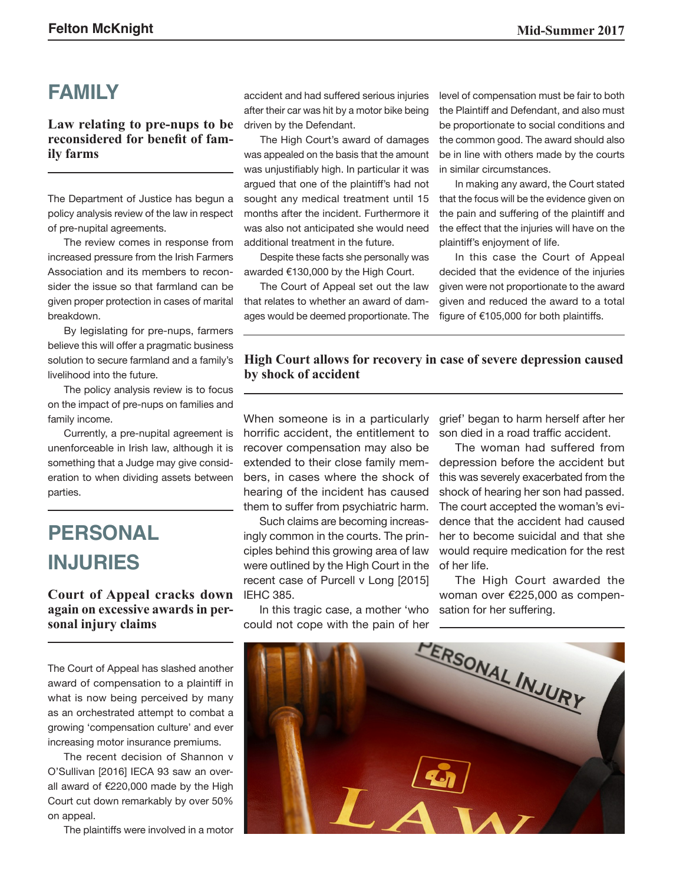# FAMILY

### Law relating to pre-nups to be reconsidered for benefit of family farms

The Department of Justice has begun a policy analysis review of the law in respect of pre-nupital agreements.

The review comes in response from increased pressure from the Irish Farmers Association and its members to reconsider the issue so that farmland can be given proper protection in cases of marital breakdown.

By legislating for pre-nups, farmers believe this will offer a pragmatic business solution to secure farmland and a family's livelihood into the future.

The policy analysis review is to focus on the impact of pre-nups on families and family income.

Currently, a pre-nupital agreement is unenforceable in Irish law, although it is something that a Judge may give consideration to when dividing assets between parties.

# PERSONAL INJURIES

### Court of Appeal cracks down again on excessive awards in personal injury claims

The Court of Appeal has slashed another award of compensation to a plaintiff in what is now being perceived by many as an orchestrated attempt to combat a growing 'compensation culture' and ever increasing motor insurance premiums.

The recent decision of Shannon v O'Sullivan [2016] IECA 93 saw an overall award of €220,000 made by the High Court cut down remarkably by over 50% on appeal.

The plaintiffs were involved in a motor accident and had suffered serious injuries after their car was hit by a motor bike being driven by the Defendant.

The High Court's award of damages was appealed on the basis that the amount was unjustifiably high. In particular it was argued that one of the plaintiff's had not sought any medical treatment until 15 months after the incident. Furthermore it was also not anticipated she would need additional treatment in the future.

Despite these facts she personally was awarded €130,000 by the High Court.

The Court of Appeal set out the law that relates to whether an award of damages would be deemed proportionate. The level of compensation must be fair to both the Plaintiff and Defendant, and also must be proportionate to social conditions and the common good. The award should also be in line with others made by the courts in similar circumstances.

In making any award, the Court stated that the focus will be the evidence given on the pain and suffering of the plaintiff and the effect that the injuries will have on the plaintiff's enjoyment of life.

In this case the Court of Appeal decided that the evidence of the injuries given were not proportionate to the award given and reduced the award to a total figure of €105,000 for both plaintiffs.

### High Court allows for recovery in case of severe depression caused by shock of accident

When someone is in a particularly horrific accident, the entitlement to recover compensation may also be extended to their close family members, in cases where the shock of hearing of the incident has caused them to suffer from psychiatric harm.

Such claims are becoming increasingly common in the courts. The principles behind this growing area of law were outlined by the High Court in the recent case of Purcell v Long [2015] IEHC 385.

In this tragic case, a mother 'who could not cope with the pain of her grief' began to harm herself after her son died in a road traffic accident.

The woman had suffered from depression before the accident but this was severely exacerbated from the shock of hearing her son had passed. The court accepted the woman's evidence that the accident had caused her to become suicidal and that she would require medication for the rest of her life.

The High Court awarded the woman over €225,000 as compensation for her suffering.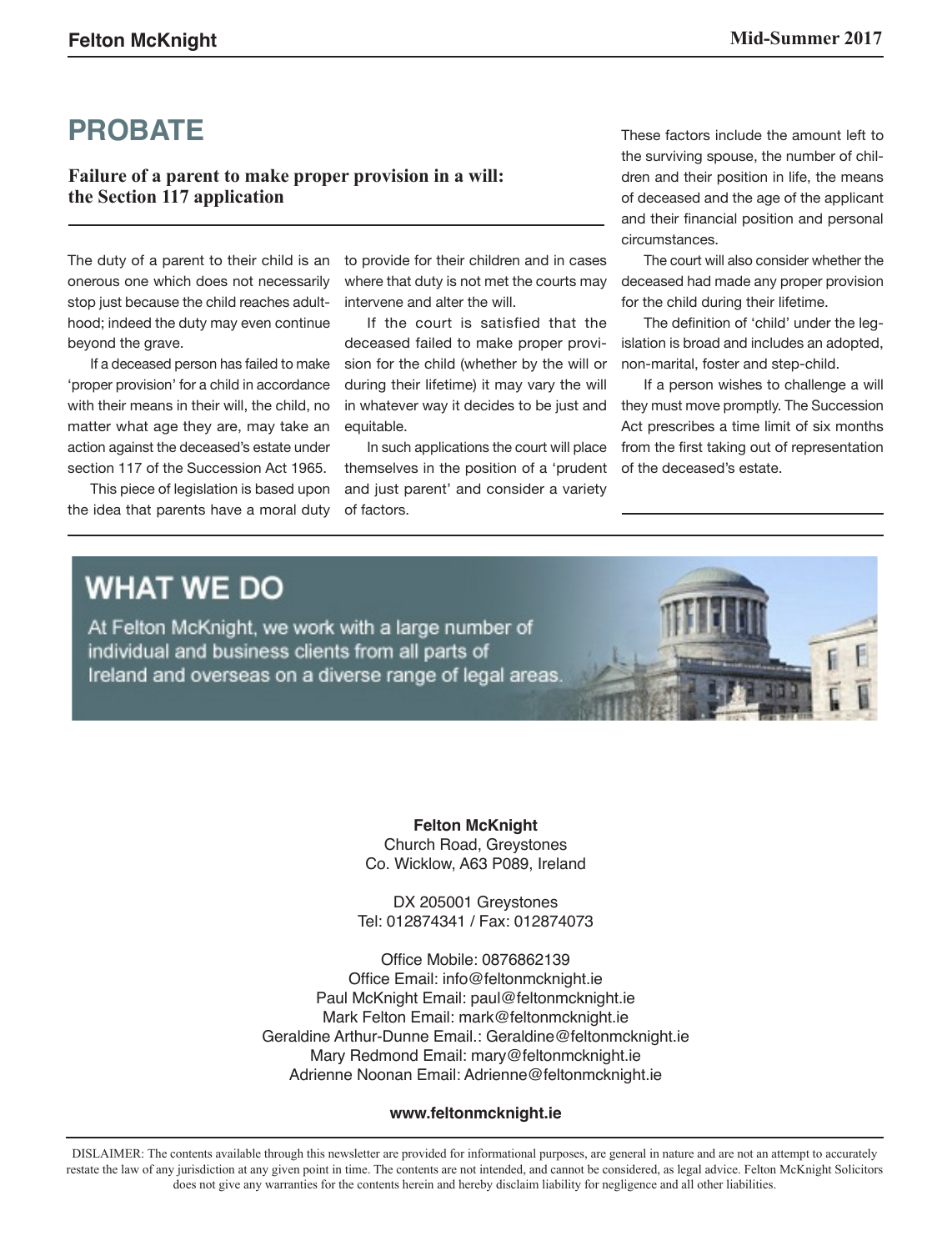# PROBATE

## Failure of a parent to make proper provision in a will: the Section 117 application

The duty of a parent to their child is an onerous one which does not necessarily stop just because the child reaches adulthood; indeed the duty may even continue beyond the grave.

If a deceased person has failed to make 'proper provision' for a child in accordance with their means in their will, the child, no matter what age they are, may take an action against the deceased's estate under section 117 of the Succession Act 1965.

This piece of legislation is based upon the idea that parents have a moral duty to provide for their children and in cases where that duty is not met the courts may intervene and alter the will.

If the court is satisfied that the deceased failed to make proper provision for the child (whether by the will or during their lifetime) it may vary the will in whatever way it decides to be just and equitable.

In such applications the court will place themselves in the position of a 'prudent and just parent' and consider a variety of factors.

These factors include the amount left to the surviving spouse, the number of children and their position in life, the means of deceased and the age of the applicant and their financial position and personal circumstances.

The court will also consider whether the deceased had made any proper provision for the child during their lifetime.

The definition of 'child' under the legislation is broad and includes an adopted, non-marital, foster and step-child.

If a person wishes to challenge a will they must move promptly. The Succession Act prescribes a time limit of six months from the first taking out of representation of the deceased's estate.

## WHAT WE DO

At Felton McKnight, we work with a large number of individual and business clients from all parts of Ireland and overseas on a diverse range of legal areas.

**Felton McKnight**
Church Road, Greystones
Co. Wicklow, A63 P089, Ireland

DX 205001 Greystones
Tel: 012874341 / Fax: 012874073

Office Mobile: 0876862139
Office Email: info@feltonmcknight.ie
Paul McKnight Email: paul@feltonmcknight.ie
Mark Felton Email: mark@feltonmcknight.ie
Geraldine Arthur-Dunne Email.: Geraldine@feltonmcknight.ie
Mary Redmond Email: mary@feltonmcknight.ie
Adrienne Noonan Email: Adrienne@feltonmcknight.ie

**www.feltonmcknight.ie**

DISLAIMER: The contents available through this newsletter are provided for informational purposes, are general in nature and are not an attempt to accurately restate the law of any jurisdiction at any given point in time. The contents are not intended, and cannot be considered, as legal advice. Felton McKnight Solicitors does not give any warranties for the contents herein and hereby disclaim liability for negligence and all other liabilities.